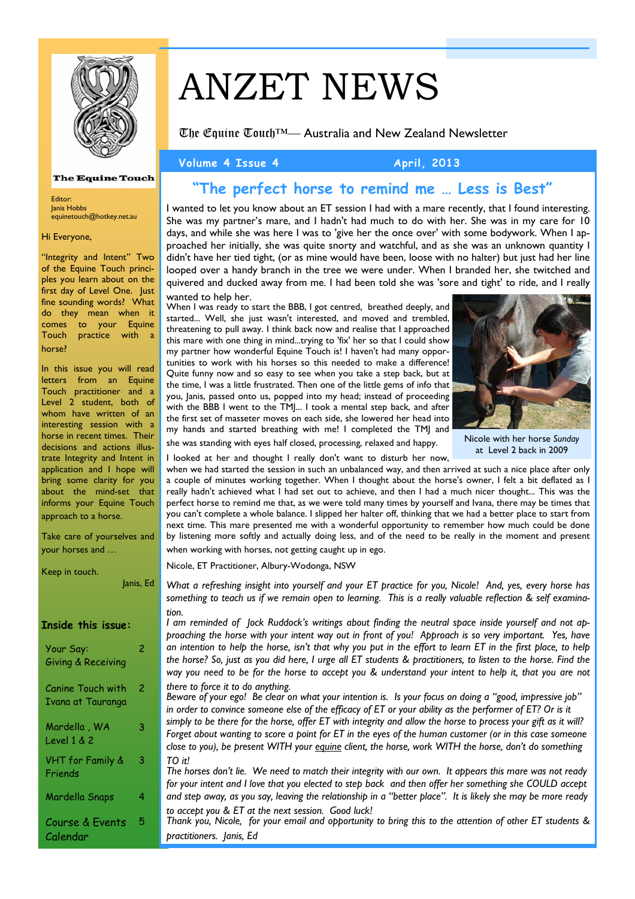# ANZET NEWS

The Equine Touch™— Australia and New Zealand Newsletter

Volume 4 Issue 4 — April, 2013

The Equine Touch

Editor:
Janis Hobbs
equinetouch@hotkey.net.au

Hi Everyone,

"Integrity and Intent" Two of the Equine Touch principles you learn about on the first day of Level One. Just fine sounding words? What do they mean when it comes to your Equine Touch practice with a horse?

In this issue you will read letters from an Equine Touch practitioner and a Level 2 student, both of whom have written of an interesting session with a horse in recent times. Their decisions and actions illustrate Integrity and Intent in application and I hope will bring some clarity for you about the mind-set that informs your Equine Touch approach to a horse.

Take care of yourselves and your horses and …

Keep in touch.

Janis, Ed

**Inside this issue:**

| | |
|---|---|
| Your Say: Giving & Receiving | 2 |
| Canine Touch with Ivana at Tauranga | 2 |
| Mardella , WA Level 1 & 2 | 3 |
| VHT for Family & Friends | 3 |
| Mardella Snaps | 4 |
| Course & Events Calendar | 5 |

## "The perfect horse to remind me … Less is Best"

I wanted to let you know about an ET session I had with a mare recently, that I found interesting. She was my partner's mare, and I hadn't had much to do with her. She was in my care for 10 days, and while she was here I was to 'give her the once over' with some bodywork. When I approached her initially, she was quite snorty and watchful, and as she was an unknown quantity I didn't have her tied tight, (or as mine would have been, loose with no halter) but just had her line looped over a handy branch in the tree we were under. When I branded her, she twitched and quivered and ducked away from me. I had been told she was 'sore and tight' to ride, and I really wanted to help her.

When I was ready to start the BBB, I got centred, breathed deeply, and started... Well, she just wasn't interested, and moved and trembled, threatening to pull away. I think back now and realise that I approached this mare with one thing in mind...trying to 'fix' her so that I could show my partner how wonderful Equine Touch is! I haven't had many opportunities to work with his horses so this needed to make a difference! Quite funny now and so easy to see when you take a step back, but at the time, I was a little frustrated. Then one of the little gems of info that you, Janis, passed onto us, popped into my head; instead of proceeding with the BBB I went to the TMJ... I took a mental step back, and after the first set of masseter moves on each side, she lowered her head into my hands and started breathing with me! I completed the TMJ and she was standing with eyes half closed, processing, relaxed and happy.

Nicole with her horse *Sunday* at Level 2 back in 2009

I looked at her and thought I really don't want to disturb her now, when we had started the session in such an unbalanced way, and then arrived at such a nice place after only a couple of minutes working together. When I thought about the horse's owner, I felt a bit deflated as I really hadn't achieved what I had set out to achieve, and then I had a much nicer thought... This was the perfect horse to remind me that, as we were told many times by yourself and Ivana, there may be times that you can't complete a whole balance. I slipped her halter off, thinking that we had a better place to start from next time. This mare presented me with a wonderful opportunity to remember how much could be done by listening more softly and actually doing less, and of the need to be really in the moment and present when working with horses, not getting caught up in ego.

Nicole, ET Practitioner, Albury-Wodonga, NSW

*What a refreshing insight into yourself and your ET practice for you, Nicole! And, yes, every horse has something to teach us if we remain open to learning. This is a really valuable reflection & self examination.*

*I am reminded of Jock Ruddock's writings about finding the neutral space inside yourself and not approaching the horse with your intent way out in front of you! Approach is so very important. Yes, have an intention to help the horse, isn't that why you put in the effort to learn ET in the first place, to help the horse? So, just as you did here, I urge all ET students & practitioners, to listen to the horse. Find the way you need to be for the horse to accept you & understand your intent to help it, that you are not there to force it to do anything.*

*Beware of your ego! Be clear on what your intention is. Is your focus on doing a "good, impressive job" in order to convince someone else of the efficacy of ET or your ability as the performer of ET? Or is it simply to be there for the horse, offer ET with integrity and allow the horse to process your gift as it will? Forget about wanting to score a point for ET in the eyes of the human customer (or in this case someone close to you), be present WITH your equine client, the horse, work WITH the horse, don't do something TO it!*

*The horses don't lie. We need to match their integrity with our own. It appears this mare was not ready for your intent and I love that you elected to step back and then offer her something she COULD accept and step away, as you say, leaving the relationship in a "better place". It is likely she may be more ready to accept you & ET at the next session. Good luck!*

*Thank you, Nicole, for your email and opportunity to bring this to the attention of other ET students & practitioners. Janis, Ed*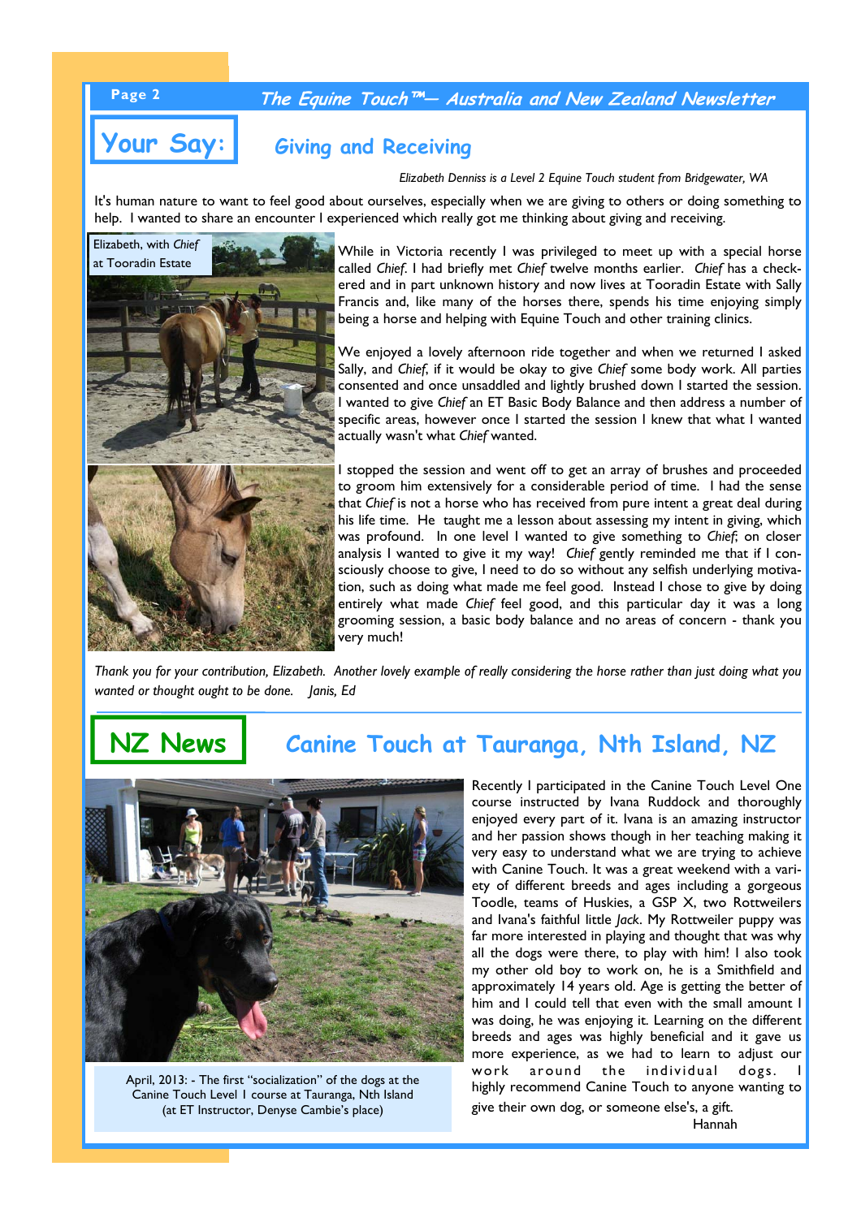## Your Say:

### Giving and Receiving

*Elizabeth Denniss is a Level 2 Equine Touch student from Bridgewater, WA*

It's human nature to want to feel good about ourselves, especially when we are giving to others or doing something to help. I wanted to share an encounter I experienced which really got me thinking about giving and receiving.

Elizabeth, with *Chief* at Tooradin Estate

While in Victoria recently I was privileged to meet up with a special horse called *Chief*. I had briefly met *Chief* twelve months earlier. *Chief* has a checkered and in part unknown history and now lives at Tooradin Estate with Sally Francis and, like many of the horses there, spends his time enjoying simply being a horse and helping with Equine Touch and other training clinics.

We enjoyed a lovely afternoon ride together and when we returned I asked Sally, and *Chief*, if it would be okay to give *Chief* some body work. All parties consented and once unsaddled and lightly brushed down I started the session. I wanted to give *Chief* an ET Basic Body Balance and then address a number of specific areas, however once I started the session I knew that what I wanted actually wasn't what *Chief* wanted.

I stopped the session and went off to get an array of brushes and proceeded to groom him extensively for a considerable period of time. I had the sense that *Chief* is not a horse who has received from pure intent a great deal during his life time. He taught me a lesson about assessing my intent in giving, which was profound. In one level I wanted to give something to *Chief*; on closer analysis I wanted to give it my way! *Chief* gently reminded me that if I consciously choose to give, I need to do so without any selfish underlying motivation, such as doing what made me feel good. Instead I chose to give by doing entirely what made *Chief* feel good, and this particular day it was a long grooming session, a basic body balance and no areas of concern - thank you very much!

*Thank you for your contribution, Elizabeth. Another lovely example of really considering the horse rather than just doing what you wanted or thought ought to be done. Janis, Ed*

## NZ News

### Canine Touch at Tauranga, Nth Island, NZ

Recently I participated in the Canine Touch Level One course instructed by Ivana Ruddock and thoroughly enjoyed every part of it. Ivana is an amazing instructor and her passion shows though in her teaching making it very easy to understand what we are trying to achieve with Canine Touch. It was a great weekend with a variety of different breeds and ages including a gorgeous Toodle, teams of Huskies, a GSP X, two Rottweilers and Ivana's faithful little *Jack*. My Rottweiler puppy was far more interested in playing and thought that was why all the dogs were there, to play with him! I also took my other old boy to work on, he is a Smithfield and approximately 14 years old. Age is getting the better of him and I could tell that even with the small amount I was doing, he was enjoying it. Learning on the different breeds and ages was highly beneficial and it gave us more experience, as we had to learn to adjust our work around the individual dogs. I highly recommend Canine Touch to anyone wanting to give their own dog, or someone else's, a gift.

Hannah

April, 2013: - The first "socialization" of the dogs at the Canine Touch Level I course at Tauranga, Nth Island (at ET Instructor, Denyse Cambie's place)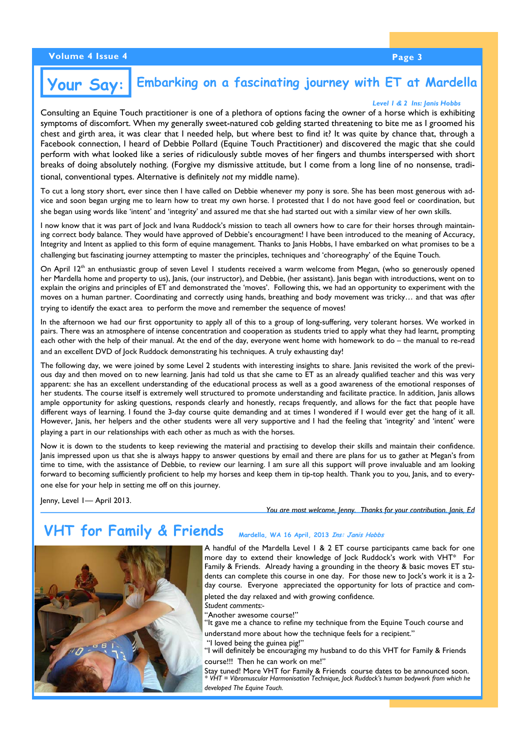## Your Say: Embarking on a fascinating journey with ET at Mardella

*Level 1 & 2 Ins: Janis Hobbs*

Consulting an Equine Touch practitioner is one of a plethora of options facing the owner of a horse which is exhibiting symptoms of discomfort. When my generally sweet-natured cob gelding started threatening to bite me as I groomed his chest and girth area, it was clear that I needed help, but where best to find it? It was quite by chance that, through a Facebook connection, I heard of Debbie Pollard (Equine Touch Practitioner) and discovered the magic that she could perform with what looked like a series of ridiculously subtle moves of her fingers and thumbs interspersed with short breaks of doing absolutely nothing. (Forgive my dismissive attitude, but I come from a long line of no nonsense, traditional, conventional types. Alternative is definitely *not* my middle name).

To cut a long story short, ever since then I have called on Debbie whenever my pony is sore. She has been most generous with advice and soon began urging me to learn how to treat my own horse. I protested that I do not have good feel or coordination, but she began using words like 'intent' and 'integrity' and assured me that she had started out with a similar view of her own skills.

I now know that it was part of Jock and Ivana Ruddock's mission to teach all owners how to care for their horses through maintaining correct body balance. They would have approved of Debbie's encouragment! I have been introduced to the meaning of Accuracy, Integrity and Intent as applied to this form of equine management. Thanks to Janis Hobbs, I have embarked on what promises to be a challenging but fascinating journey attempting to master the principles, techniques and 'choreography' of the Equine Touch.

On April 12th an enthusiastic group of seven Level 1 students received a warm welcome from Megan, (who so generously opened her Mardella home and property to us), Janis, (our instructor), and Debbie, (her assistant). Janis began with introductions, went on to explain the origins and principles of ET and demonstrated the 'moves'. Following this, we had an opportunity to experiment with the moves on a human partner. Coordinating and correctly using hands, breathing and body movement was tricky… and that was *after* trying to identify the exact area to perform the move and remember the sequence of moves!

In the afternoon we had our first opportunity to apply all of this to a group of long-suffering, very tolerant horses. We worked in pairs. There was an atmosphere of intense concentration and cooperation as students tried to apply what they had learnt, prompting each other with the help of their manual. At the end of the day, everyone went home with homework to do – the manual to re-read and an excellent DVD of Jock Ruddock demonstrating his techniques. A truly exhausting day!

The following day, we were joined by some Level 2 students with interesting insights to share. Janis revisited the work of the previous day and then moved on to new learning. Janis had told us that she came to ET as an already qualified teacher and this was very apparent: she has an excellent understanding of the educational process as well as a good awareness of the emotional responses of her students. The course itself is extremely well structured to promote understanding and facilitate practice. In addition, Janis allows ample opportunity for asking questions, responds clearly and honestly, recaps frequently, and allows for the fact that people have different ways of learning. I found the 3-day course quite demanding and at times I wondered if I would ever get the hang of it all. However, Janis, her helpers and the other students were all very supportive and I had the feeling that 'integrity' and 'intent' were playing a part in our relationships with each other as much as with the horses.

Now it is down to the students to keep reviewing the material and practising to develop their skills and maintain their confidence. Janis impressed upon us that she is always happy to answer questions by email and there are plans for us to gather at Megan's from time to time, with the assistance of Debbie, to review our learning. I am sure all this support will prove invaluable and am looking forward to becoming sufficiently proficient to help my horses and keep them in tip-top health. Thank you to you, Janis, and to everyone else for your help in setting me off on this journey.

Jenny, Level 1— April 2013.

*You are most welcome, Jenny. Thanks for your contribution. Janis, Ed*

## VHT for Family & Friends

*Mardella, WA 16 April, 2013 Ins: Janis Hobbs*

A handful of the Mardella Level 1 & 2 ET course participants came back for one more day to extend their knowledge of Jock Ruddock's work with VHT* For Family & Friends. Already having a grounding in the theory & basic moves ET students can complete this course in one day. For those new to Jock's work it is a 2-day course. Everyone appreciated the opportunity for lots of practice and completed the day relaxed and with growing confidence.

*Student comments:-*

"Another awesome course!"

"It gave me a chance to refine my technique from the Equine Touch course and understand more about how the technique feels for a recipient."

"I loved being the guinea pig!"

"I will definitely be encouraging my husband to do this VHT for Family & Friends course!!! Then he can work on me!"

Stay tuned! More VHT for Family & Friends course dates to be announced soon.

*\* VHT = Vibromuscular Harmonisation Technique, Jock Ruddock's human bodywork from which he developed The Equine Touch.*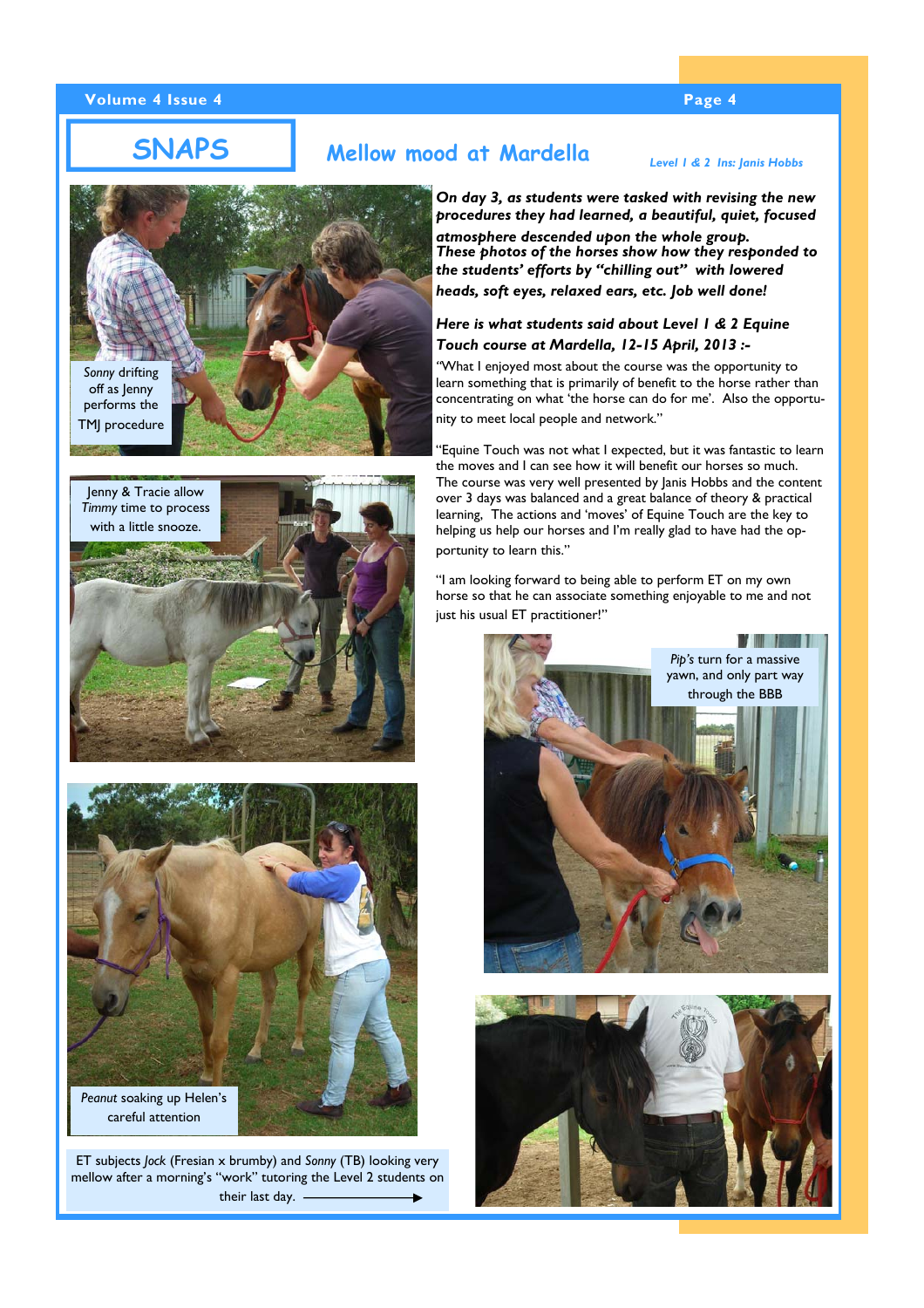# SNAPS

## Mellow mood at Mardella

*Level I & 2 Ins: Janis Hobbs*

***On day 3, as students were tasked with revising the new procedures they had learned, a beautiful, quiet, focused atmosphere descended upon the whole group.***
***These photos of the horses show how they responded to the students' efforts by "chilling out" with lowered heads, soft eyes, relaxed ears, etc. Job well done!***

***Here is what students said about Level I & 2 Equine Touch course at Mardella, 12-15 April, 2013 :-***

"What I enjoyed most about the course was the opportunity to learn something that is primarily of benefit to the horse rather than concentrating on what 'the horse can do for me'. Also the opportunity to meet local people and network."

"Equine Touch was not what I expected, but it was fantastic to learn the moves and I can see how it will benefit our horses so much. The course was very well presented by Janis Hobbs and the content over 3 days was balanced and a great balance of theory & practical learning, The actions and 'moves' of Equine Touch are the key to helping us help our horses and I'm really glad to have had the opportunity to learn this."

"I am looking forward to being able to perform ET on my own horse so that he can associate something enjoyable to me and not just his usual ET practitioner!"

*Sonny* drifting off as Jenny performs the TMJ procedure

Jenny & Tracie allow *Timmy* time to process with a little snooze.

*Peanut* soaking up Helen's careful attention

*Pip's* turn for a massive yawn, and only part way through the BBB

ET subjects *Jock* (Fresian x brumby) and *Sonny* (TB) looking very mellow after a morning's "work" tutoring the Level 2 students on their last day. ⟶